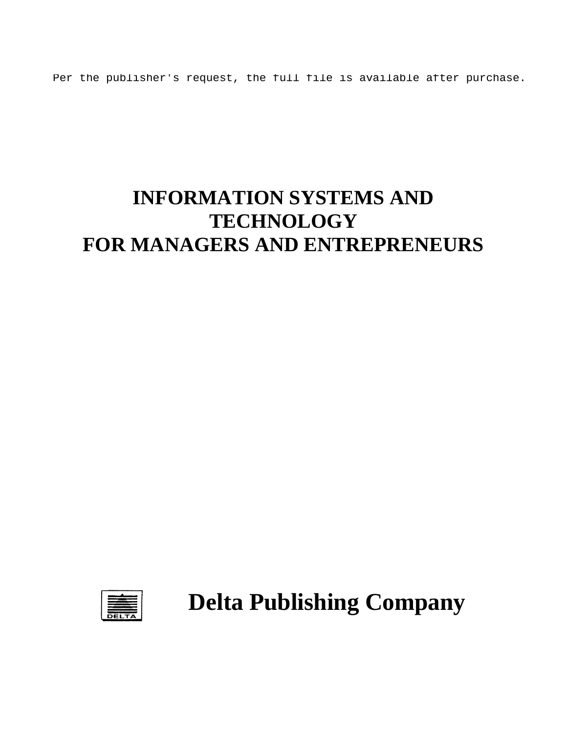Per the publisher's request, the full file is available after purchase.

# INFORMATION SYSTEMS AND TECHNOLOGY FOR MANAGERS AND ENTREPRENEURS

DELTA

**Delta Publishing Company**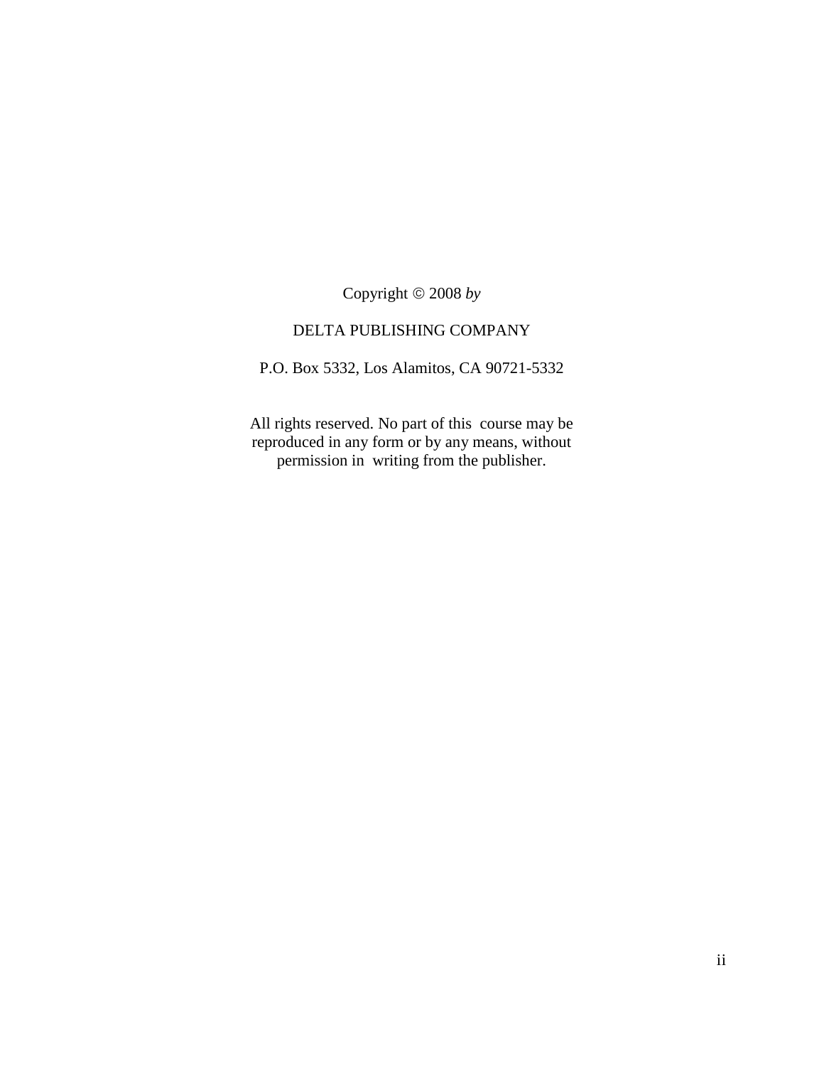Copyright © 2008 *by*

DELTA PUBLISHING COMPANY

P.O. Box 5332, Los Alamitos, CA 90721-5332

All rights reserved. No part of this course may be reproduced in any form or by any means, without permission in writing from the publisher.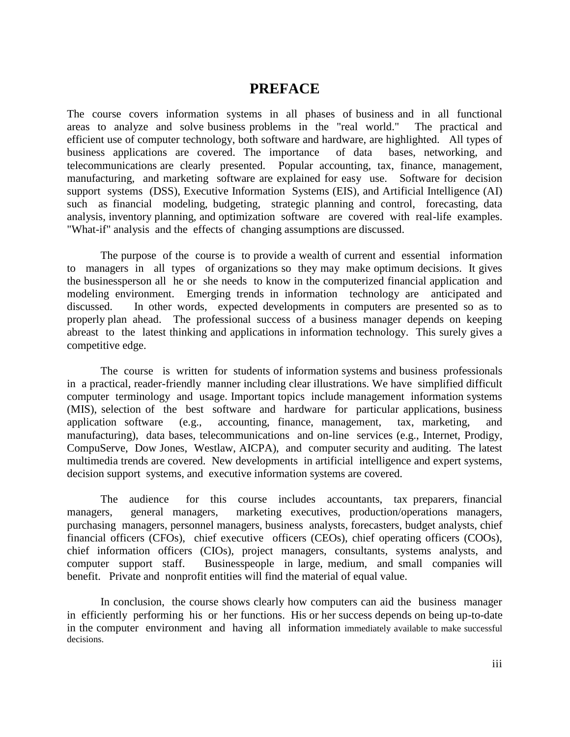# PREFACE

The course covers information systems in all phases of business and in all functional areas to analyze and solve business problems in the "real world." The practical and efficient use of computer technology, both software and hardware, are highlighted. All types of business applications are covered. The importance of data bases, networking, and telecommunications are clearly presented. Popular accounting, tax, finance, management, manufacturing, and marketing software are explained for easy use. Software for decision support systems (DSS), Executive Information Systems (EIS), and Artificial Intelligence (AI) such as financial modeling, budgeting, strategic planning and control, forecasting, data analysis, inventory planning, and optimization software are covered with real-life examples. "What-if" analysis and the effects of changing assumptions are discussed.

The purpose of the course is to provide a wealth of current and essential information to managers in all types of organizations so they may make optimum decisions. It gives the businessperson all he or she needs to know in the computerized financial application and modeling environment. Emerging trends in information technology are anticipated and discussed. In other words, expected developments in computers are presented so as to properly plan ahead. The professional success of a business manager depends on keeping abreast to the latest thinking and applications in information technology. This surely gives a competitive edge.

The course is written for students of information systems and business professionals in a practical, reader-friendly manner including clear illustrations. We have simplified difficult computer terminology and usage. Important topics include management information systems (MIS), selection of the best software and hardware for particular applications, business application software (e.g., accounting, finance, management, tax, marketing, and manufacturing), data bases, telecommunications and on-line services (e.g., Internet, Prodigy, CompuServe, Dow Jones, Westlaw, AICPA), and computer security and auditing. The latest multimedia trends are covered. New developments in artificial intelligence and expert systems, decision support systems, and executive information systems are covered.

The audience for this course includes accountants, tax preparers, financial managers, general managers, marketing executives, production/operations managers, purchasing managers, personnel managers, business analysts, forecasters, budget analysts, chief financial officers (CFOs), chief executive officers (CEOs), chief operating officers (COOs), chief information officers (CIOs), project managers, consultants, systems analysts, and computer support staff. Businesspeople in large, medium, and small companies will benefit. Private and nonprofit entities will find the material of equal value.

In conclusion, the course shows clearly how computers can aid the business manager in efficiently performing his or her functions. His or her success depends on being up-to-date in the computer environment and having all information immediately available to make successful decisions.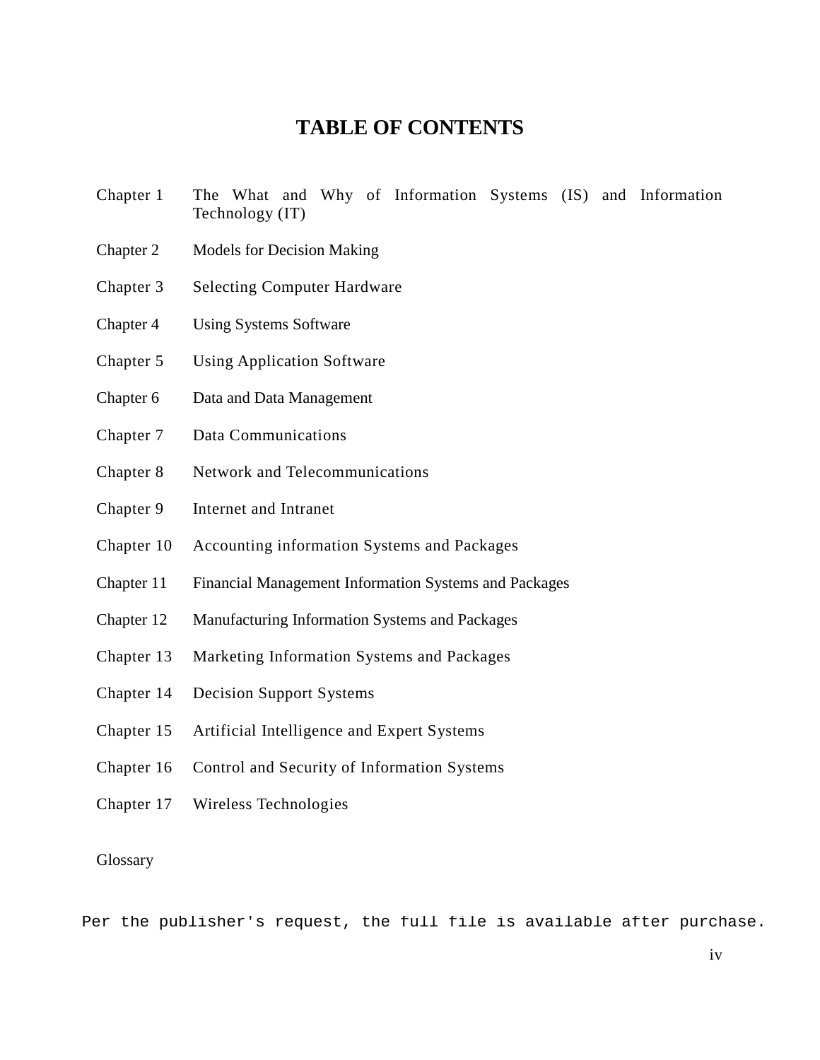# TABLE OF CONTENTS

| | |
|---|---|
| Chapter 1 | The What and Why of Information Systems (IS) and Information Technology (IT) |
| Chapter 2 | Models for Decision Making |
| Chapter 3 | Selecting Computer Hardware |
| Chapter 4 | Using Systems Software |
| Chapter 5 | Using Application Software |
| Chapter 6 | Data and Data Management |
| Chapter 7 | Data Communications |
| Chapter 8 | Network and Telecommunications |
| Chapter 9 | Internet and Intranet |
| Chapter 10 | Accounting information Systems and Packages |
| Chapter 11 | Financial Management Information Systems and Packages |
| Chapter 12 | Manufacturing Information Systems and Packages |
| Chapter 13 | Marketing Information Systems and Packages |
| Chapter 14 | Decision Support Systems |
| Chapter 15 | Artificial Intelligence and Expert Systems |
| Chapter 16 | Control and Security of Information Systems |
| Chapter 17 | Wireless Technologies |

Glossary

Per the publisher's request, the full file is available after purchase.